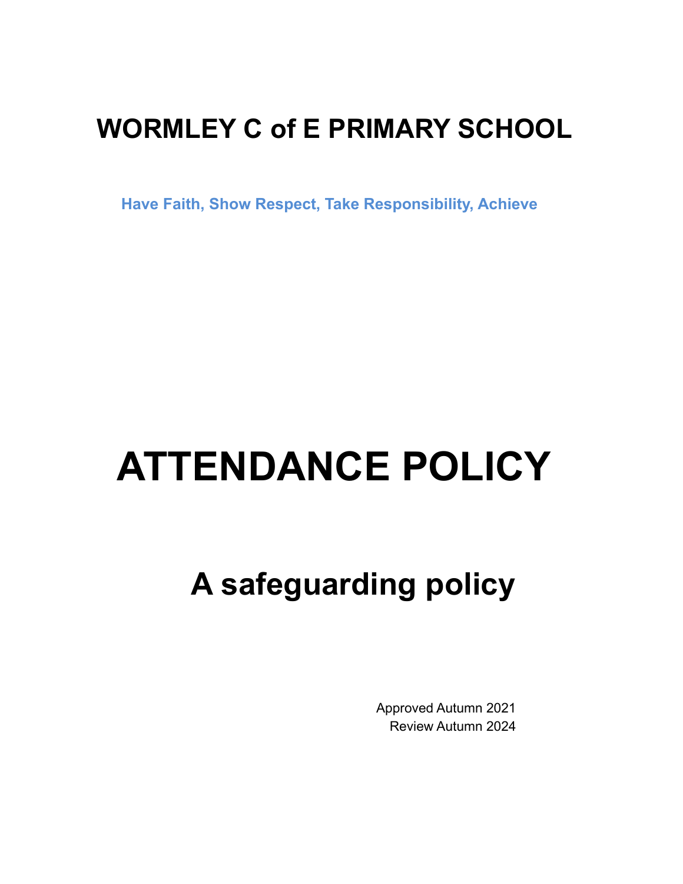# WORMLEY C of E PRIMARY SCHOOL

**Have Faith, Show Respect, Take Responsibility, Achieve**

# ATTENDANCE POLICY

## A safeguarding policy

Approved Autumn 2021
Review Autumn 2024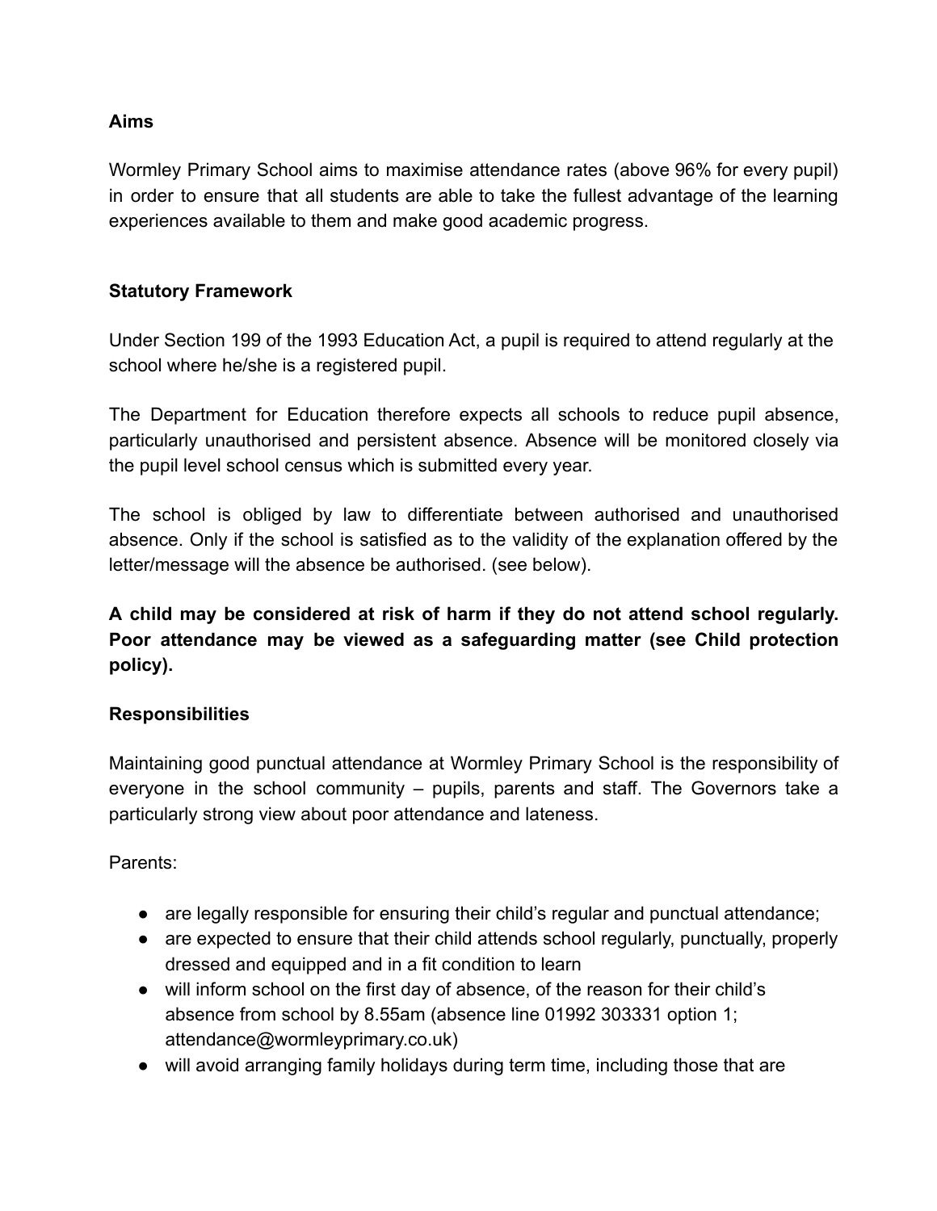**Aims**

Wormley Primary School aims to maximise attendance rates (above 96% for every pupil) in order to ensure that all students are able to take the fullest advantage of the learning experiences available to them and make good academic progress.

**Statutory Framework**

Under Section 199 of the 1993 Education Act, a pupil is required to attend regularly at the school where he/she is a registered pupil.

The Department for Education therefore expects all schools to reduce pupil absence, particularly unauthorised and persistent absence. Absence will be monitored closely via the pupil level school census which is submitted every year.

The school is obliged by law to differentiate between authorised and unauthorised absence. Only if the school is satisfied as to the validity of the explanation offered by the letter/message will the absence be authorised. (see below).

**A child may be considered at risk of harm if they do not attend school regularly. Poor attendance may be viewed as a safeguarding matter (see Child protection policy).**

**Responsibilities**

Maintaining good punctual attendance at Wormley Primary School is the responsibility of everyone in the school community – pupils, parents and staff. The Governors take a particularly strong view about poor attendance and lateness.

Parents:

- are legally responsible for ensuring their child's regular and punctual attendance;
- are expected to ensure that their child attends school regularly, punctually, properly dressed and equipped and in a fit condition to learn
- will inform school on the first day of absence, of the reason for their child's absence from school by 8.55am (absence line 01992 303331 option 1; attendance@wormleyprimary.co.uk)
- will avoid arranging family holidays during term time, including those that are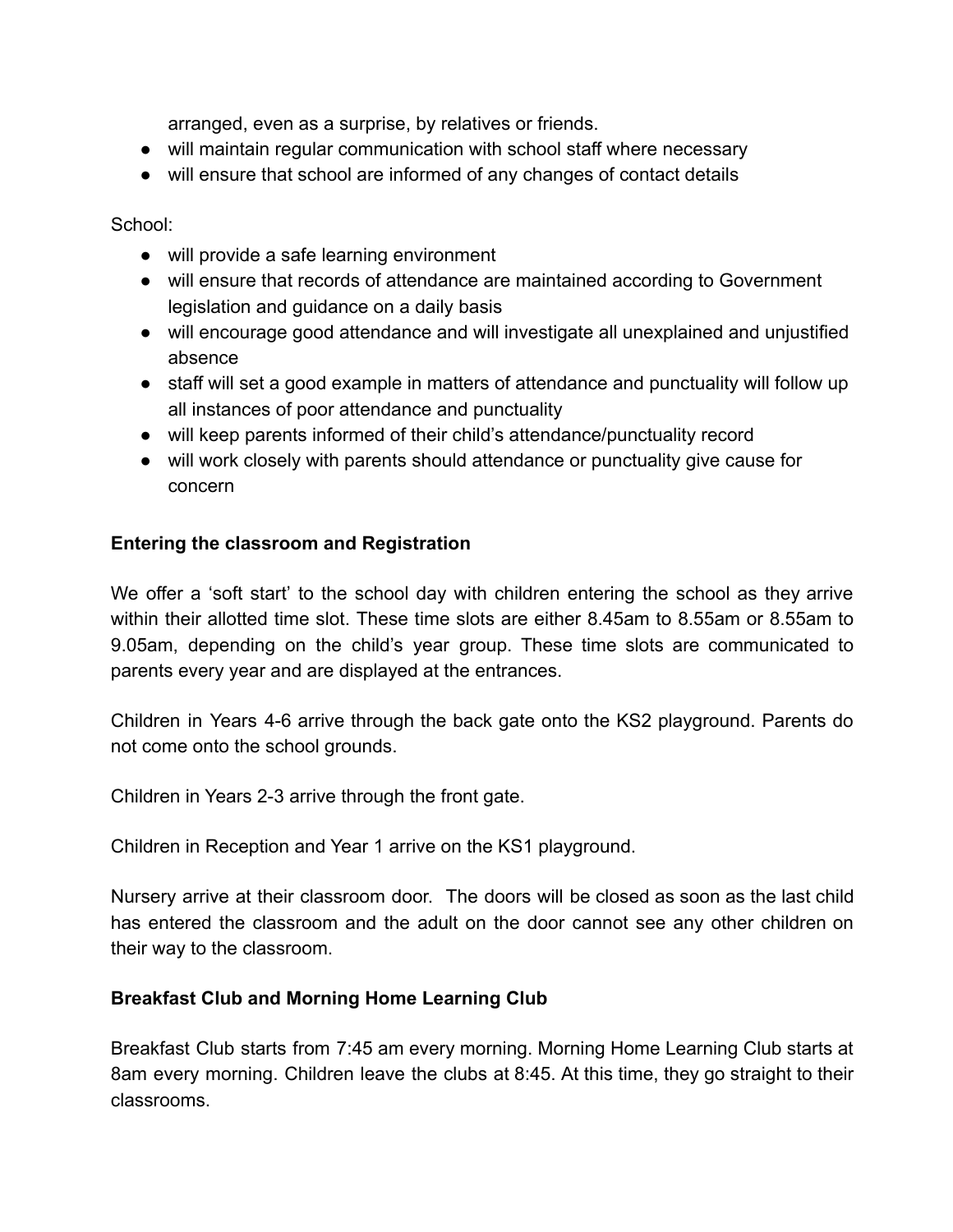arranged, even as a surprise, by relatives or friends.

- will maintain regular communication with school staff where necessary
- will ensure that school are informed of any changes of contact details

School:

- will provide a safe learning environment
- will ensure that records of attendance are maintained according to Government legislation and guidance on a daily basis
- will encourage good attendance and will investigate all unexplained and unjustified absence
- staff will set a good example in matters of attendance and punctuality will follow up all instances of poor attendance and punctuality
- will keep parents informed of their child's attendance/punctuality record
- will work closely with parents should attendance or punctuality give cause for concern

**Entering the classroom and Registration**

We offer a 'soft start' to the school day with children entering the school as they arrive within their allotted time slot. These time slots are either 8.45am to 8.55am or 8.55am to 9.05am, depending on the child's year group. These time slots are communicated to parents every year and are displayed at the entrances.

Children in Years 4-6 arrive through the back gate onto the KS2 playground. Parents do not come onto the school grounds.

Children in Years 2-3 arrive through the front gate.

Children in Reception and Year 1 arrive on the KS1 playground.

Nursery arrive at their classroom door. The doors will be closed as soon as the last child has entered the classroom and the adult on the door cannot see any other children on their way to the classroom.

**Breakfast Club and Morning Home Learning Club**

Breakfast Club starts from 7:45 am every morning. Morning Home Learning Club starts at 8am every morning. Children leave the clubs at 8:45. At this time, they go straight to their classrooms.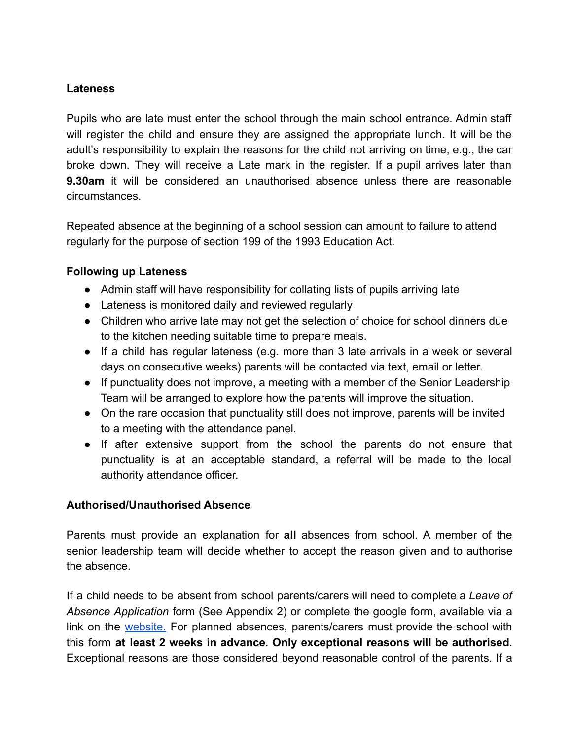**Lateness**

Pupils who are late must enter the school through the main school entrance. Admin staff will register the child and ensure they are assigned the appropriate lunch. It will be the adult's responsibility to explain the reasons for the child not arriving on time, e.g., the car broke down. They will receive a Late mark in the register. If a pupil arrives later than **9.30am** it will be considered an unauthorised absence unless there are reasonable circumstances.

Repeated absence at the beginning of a school session can amount to failure to attend regularly for the purpose of section 199 of the 1993 Education Act.

**Following up Lateness**

- Admin staff will have responsibility for collating lists of pupils arriving late
- Lateness is monitored daily and reviewed regularly
- Children who arrive late may not get the selection of choice for school dinners due to the kitchen needing suitable time to prepare meals.
- If a child has regular lateness (e.g. more than 3 late arrivals in a week or several days on consecutive weeks) parents will be contacted via text, email or letter.
- If punctuality does not improve, a meeting with a member of the Senior Leadership Team will be arranged to explore how the parents will improve the situation.
- On the rare occasion that punctuality still does not improve, parents will be invited to a meeting with the attendance panel.
- If after extensive support from the school the parents do not ensure that punctuality is at an acceptable standard, a referral will be made to the local authority attendance officer.

**Authorised/Unauthorised Absence**

Parents must provide an explanation for **all** absences from school. A member of the senior leadership team will decide whether to accept the reason given and to authorise the absence.

If a child needs to be absent from school parents/carers will need to complete a *Leave of Absence Application* form (See Appendix 2) or complete the google form, available via a link on the website. For planned absences, parents/carers must provide the school with this form **at least 2 weeks in advance**. **Only exceptional reasons will be authorised**. Exceptional reasons are those considered beyond reasonable control of the parents. If a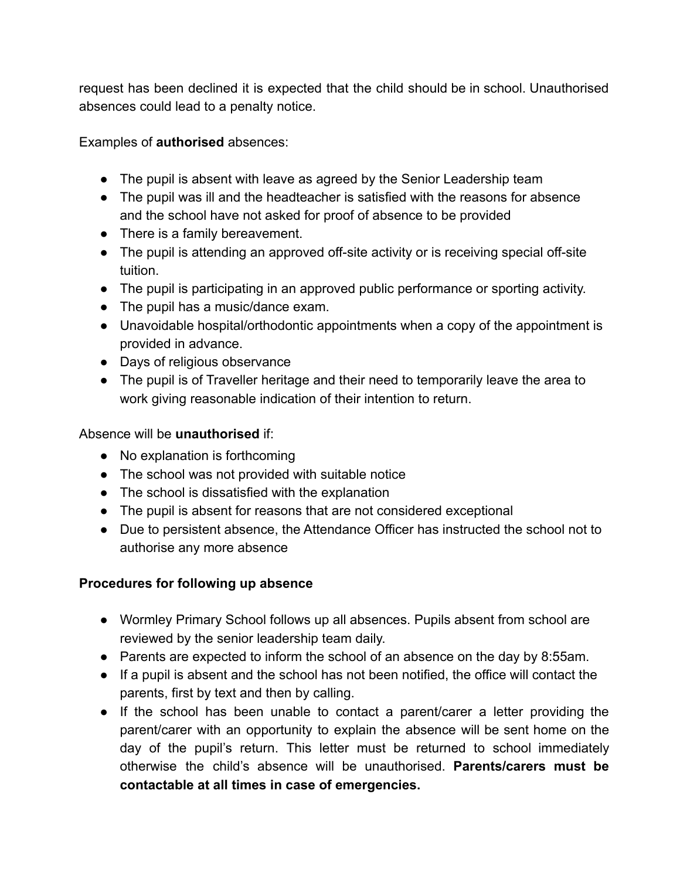request has been declined it is expected that the child should be in school. Unauthorised absences could lead to a penalty notice.

Examples of **authorised** absences:

- The pupil is absent with leave as agreed by the Senior Leadership team
- The pupil was ill and the headteacher is satisfied with the reasons for absence and the school have not asked for proof of absence to be provided
- There is a family bereavement.
- The pupil is attending an approved off-site activity or is receiving special off-site tuition.
- The pupil is participating in an approved public performance or sporting activity.
- The pupil has a music/dance exam.
- Unavoidable hospital/orthodontic appointments when a copy of the appointment is provided in advance.
- Days of religious observance
- The pupil is of Traveller heritage and their need to temporarily leave the area to work giving reasonable indication of their intention to return.

Absence will be **unauthorised** if:

- No explanation is forthcoming
- The school was not provided with suitable notice
- The school is dissatisfied with the explanation
- The pupil is absent for reasons that are not considered exceptional
- Due to persistent absence, the Attendance Officer has instructed the school not to authorise any more absence

**Procedures for following up absence**

- Wormley Primary School follows up all absences. Pupils absent from school are reviewed by the senior leadership team daily.
- Parents are expected to inform the school of an absence on the day by 8:55am.
- If a pupil is absent and the school has not been notified, the office will contact the parents, first by text and then by calling.
- If the school has been unable to contact a parent/carer a letter providing the parent/carer with an opportunity to explain the absence will be sent home on the day of the pupil's return. This letter must be returned to school immediately otherwise the child's absence will be unauthorised. **Parents/carers must be contactable at all times in case of emergencies.**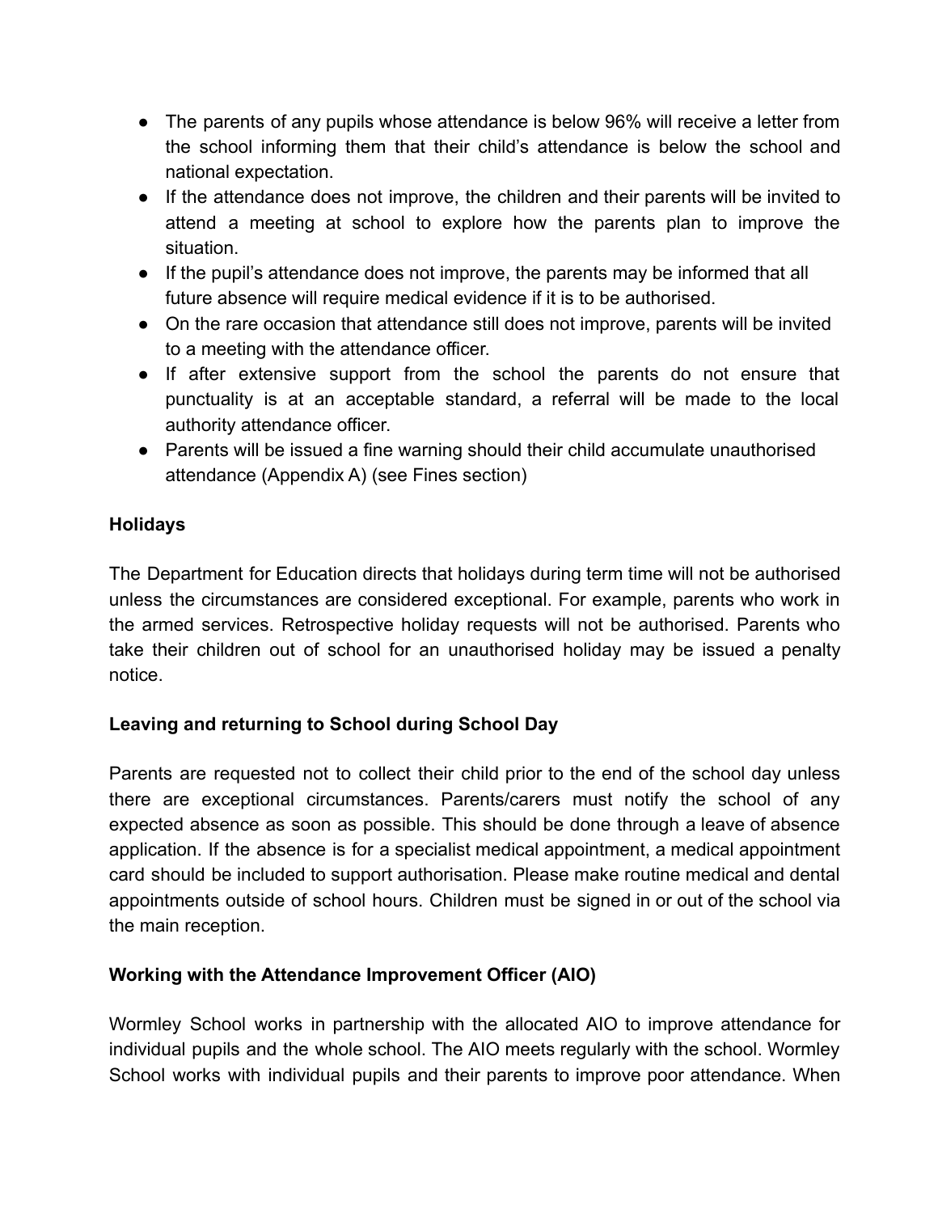- The parents of any pupils whose attendance is below 96% will receive a letter from the school informing them that their child's attendance is below the school and national expectation.
- If the attendance does not improve, the children and their parents will be invited to attend a meeting at school to explore how the parents plan to improve the situation.
- If the pupil's attendance does not improve, the parents may be informed that all future absence will require medical evidence if it is to be authorised.
- On the rare occasion that attendance still does not improve, parents will be invited to a meeting with the attendance officer.
- If after extensive support from the school the parents do not ensure that punctuality is at an acceptable standard, a referral will be made to the local authority attendance officer.
- Parents will be issued a fine warning should their child accumulate unauthorised attendance (Appendix A) (see Fines section)

**Holidays**

The Department for Education directs that holidays during term time will not be authorised unless the circumstances are considered exceptional. For example, parents who work in the armed services. Retrospective holiday requests will not be authorised. Parents who take their children out of school for an unauthorised holiday may be issued a penalty notice.

**Leaving and returning to School during School Day**

Parents are requested not to collect their child prior to the end of the school day unless there are exceptional circumstances. Parents/carers must notify the school of any expected absence as soon as possible. This should be done through a leave of absence application. If the absence is for a specialist medical appointment, a medical appointment card should be included to support authorisation. Please make routine medical and dental appointments outside of school hours. Children must be signed in or out of the school via the main reception.

**Working with the Attendance Improvement Officer (AIO)**

Wormley School works in partnership with the allocated AIO to improve attendance for individual pupils and the whole school. The AIO meets regularly with the school. Wormley School works with individual pupils and their parents to improve poor attendance. When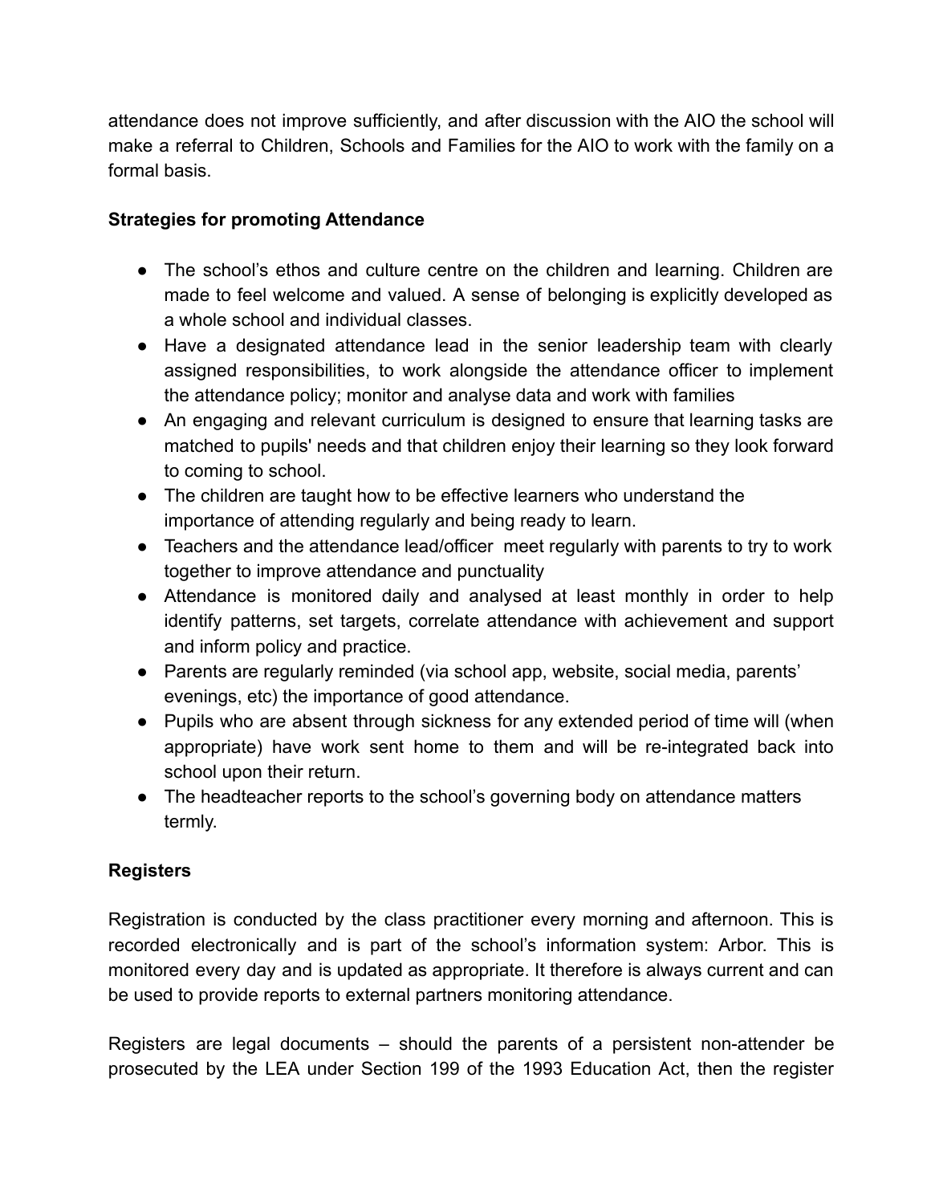attendance does not improve sufficiently, and after discussion with the AIO the school will make a referral to Children, Schools and Families for the AIO to work with the family on a formal basis.

**Strategies for promoting Attendance**

- The school's ethos and culture centre on the children and learning. Children are made to feel welcome and valued. A sense of belonging is explicitly developed as a whole school and individual classes.
- Have a designated attendance lead in the senior leadership team with clearly assigned responsibilities, to work alongside the attendance officer to implement the attendance policy; monitor and analyse data and work with families
- An engaging and relevant curriculum is designed to ensure that learning tasks are matched to pupils' needs and that children enjoy their learning so they look forward to coming to school.
- The children are taught how to be effective learners who understand the importance of attending regularly and being ready to learn.
- Teachers and the attendance lead/officer meet regularly with parents to try to work together to improve attendance and punctuality
- Attendance is monitored daily and analysed at least monthly in order to help identify patterns, set targets, correlate attendance with achievement and support and inform policy and practice.
- Parents are regularly reminded (via school app, website, social media, parents' evenings, etc) the importance of good attendance.
- Pupils who are absent through sickness for any extended period of time will (when appropriate) have work sent home to them and will be re-integrated back into school upon their return.
- The headteacher reports to the school's governing body on attendance matters termly.

**Registers**

Registration is conducted by the class practitioner every morning and afternoon. This is recorded electronically and is part of the school's information system: Arbor. This is monitored every day and is updated as appropriate. It therefore is always current and can be used to provide reports to external partners monitoring attendance.

Registers are legal documents – should the parents of a persistent non-attender be prosecuted by the LEA under Section 199 of the 1993 Education Act, then the register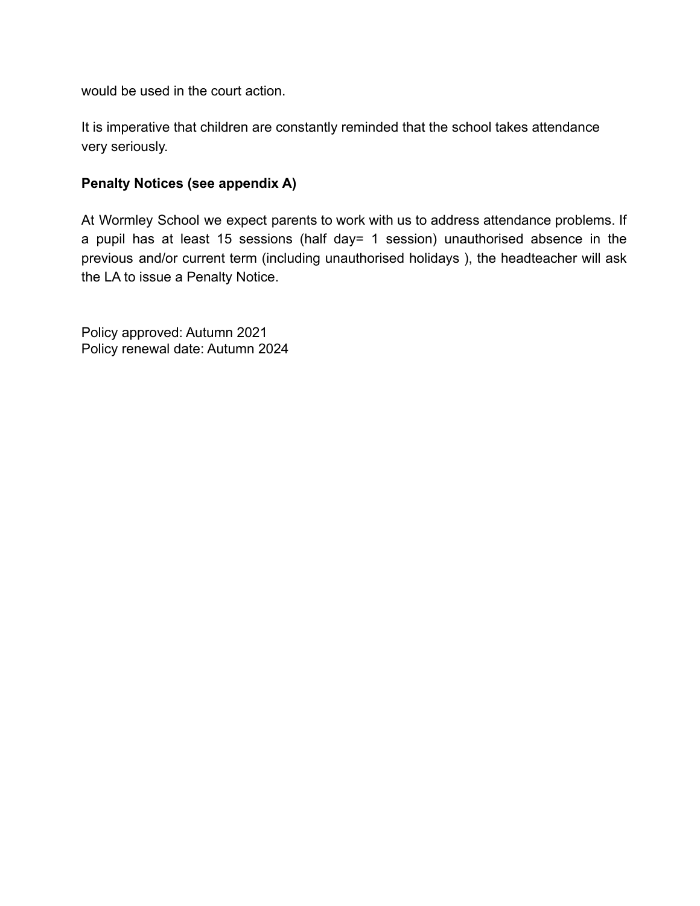would be used in the court action.

It is imperative that children are constantly reminded that the school takes attendance very seriously.

**Penalty Notices (see appendix A)**

At Wormley School we expect parents to work with us to address attendance problems. If a pupil has at least 15 sessions (half day= 1 session) unauthorised absence in the previous and/or current term (including unauthorised holidays ), the headteacher will ask the LA to issue a Penalty Notice.

Policy approved: Autumn 2021
Policy renewal date: Autumn 2024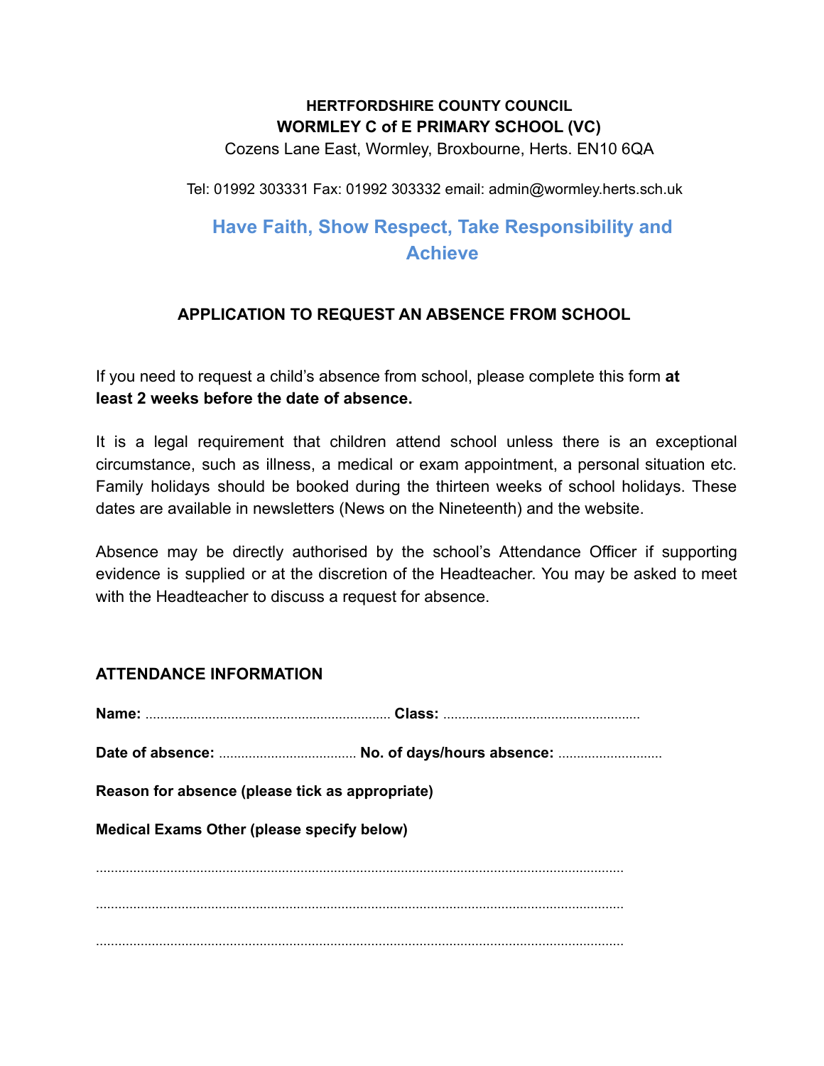**HERTFORDSHIRE COUNTY COUNCIL**
**WORMLEY C of E PRIMARY SCHOOL (VC)**
Cozens Lane East, Wormley, Broxbourne, Herts. EN10 6QA

Tel: 01992 303331 Fax: 01992 303332 email: admin@wormley.herts.sch.uk

## Have Faith, Show Respect, Take Responsibility and Achieve

## APPLICATION TO REQUEST AN ABSENCE FROM SCHOOL

If you need to request a child's absence from school, please complete this form **at least 2 weeks before the date of absence.**

It is a legal requirement that children attend school unless there is an exceptional circumstance, such as illness, a medical or exam appointment, a personal situation etc. Family holidays should be booked during the thirteen weeks of school holidays. These dates are available in newsletters (News on the Nineteenth) and the website.

Absence may be directly authorised by the school's Attendance Officer if supporting evidence is supplied or at the discretion of the Headteacher. You may be asked to meet with the Headteacher to discuss a request for absence.

### ATTENDANCE INFORMATION

**Name:** ................................................................ **Class:** ....................................................

**Date of absence:** .................................... **No. of days/hours absence:** ...........................

**Reason for absence (please tick as appropriate)**

**Medical Exams Other (please specify below)**

............................................................................................................................................

............................................................................................................................................

............................................................................................................................................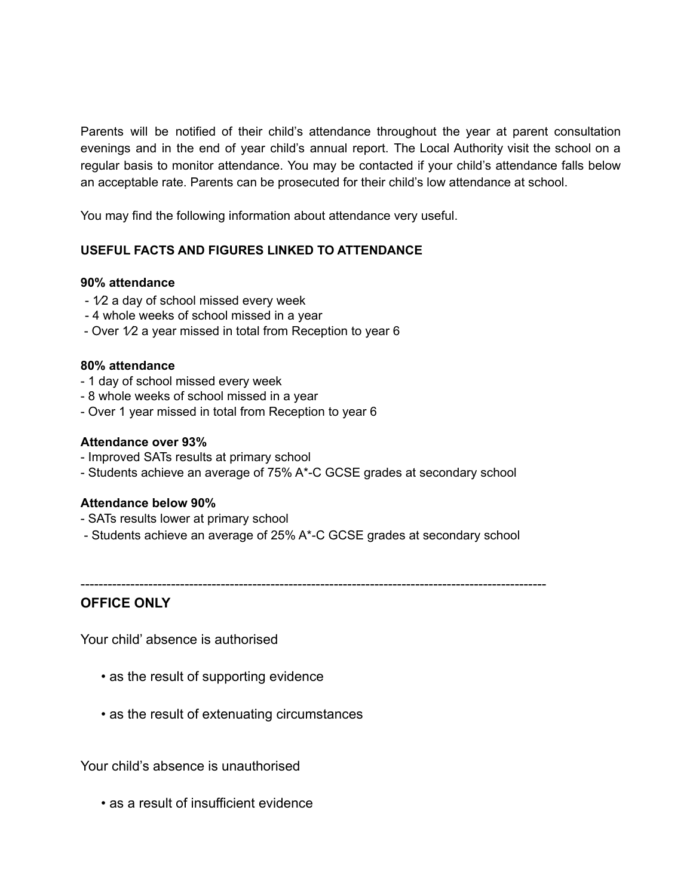Parents will be notified of their child's attendance throughout the year at parent consultation evenings and in the end of year child's annual report. The Local Authority visit the school on a regular basis to monitor attendance. You may be contacted if your child's attendance falls below an acceptable rate. Parents can be prosecuted for their child's low attendance at school.

You may find the following information about attendance very useful.

**USEFUL FACTS AND FIGURES LINKED TO ATTENDANCE**

**90% attendance**

- ½ a day of school missed every week
- 4 whole weeks of school missed in a year
- Over ½ a year missed in total from Reception to year 6

**80% attendance**

- 1 day of school missed every week
- 8 whole weeks of school missed in a year
- Over 1 year missed in total from Reception to year 6

**Attendance over 93%**

- Improved SATs results at primary school
- Students achieve an average of 75% A*-C GCSE grades at secondary school

**Attendance below 90%**

- SATs results lower at primary school
- Students achieve an average of 25% A*-C GCSE grades at secondary school

---

## OFFICE ONLY

Your child' absence is authorised

- as the result of supporting evidence
- as the result of extenuating circumstances

Your child's absence is unauthorised

- as a result of insufficient evidence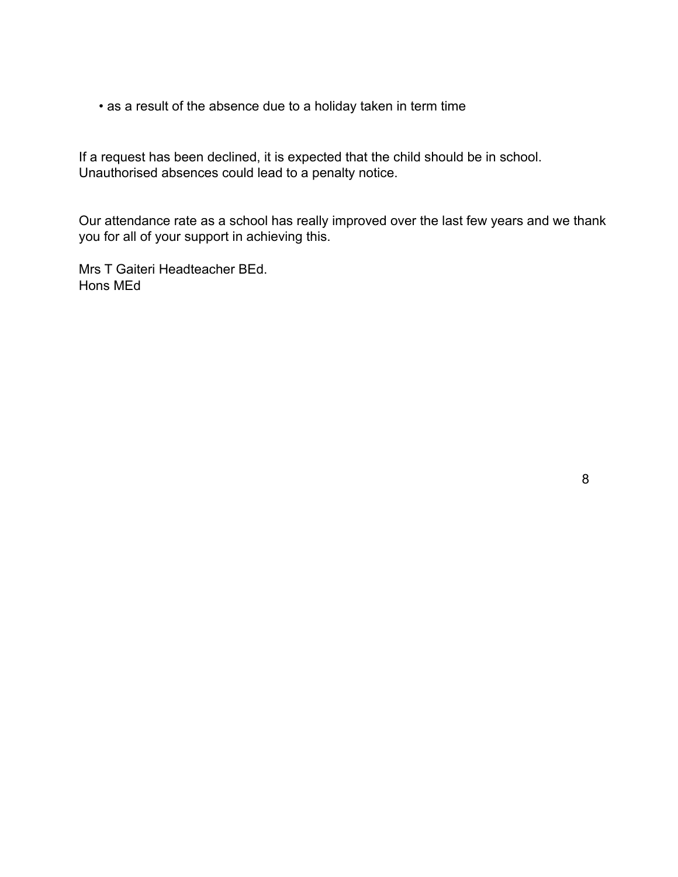- as a result of the absence due to a holiday taken in term time

If a request has been declined, it is expected that the child should be in school. Unauthorised absences could lead to a penalty notice.

Our attendance rate as a school has really improved over the last few years and we thank you for all of your support in achieving this.

Mrs T Gaiteri Headteacher BEd.
Hons MEd